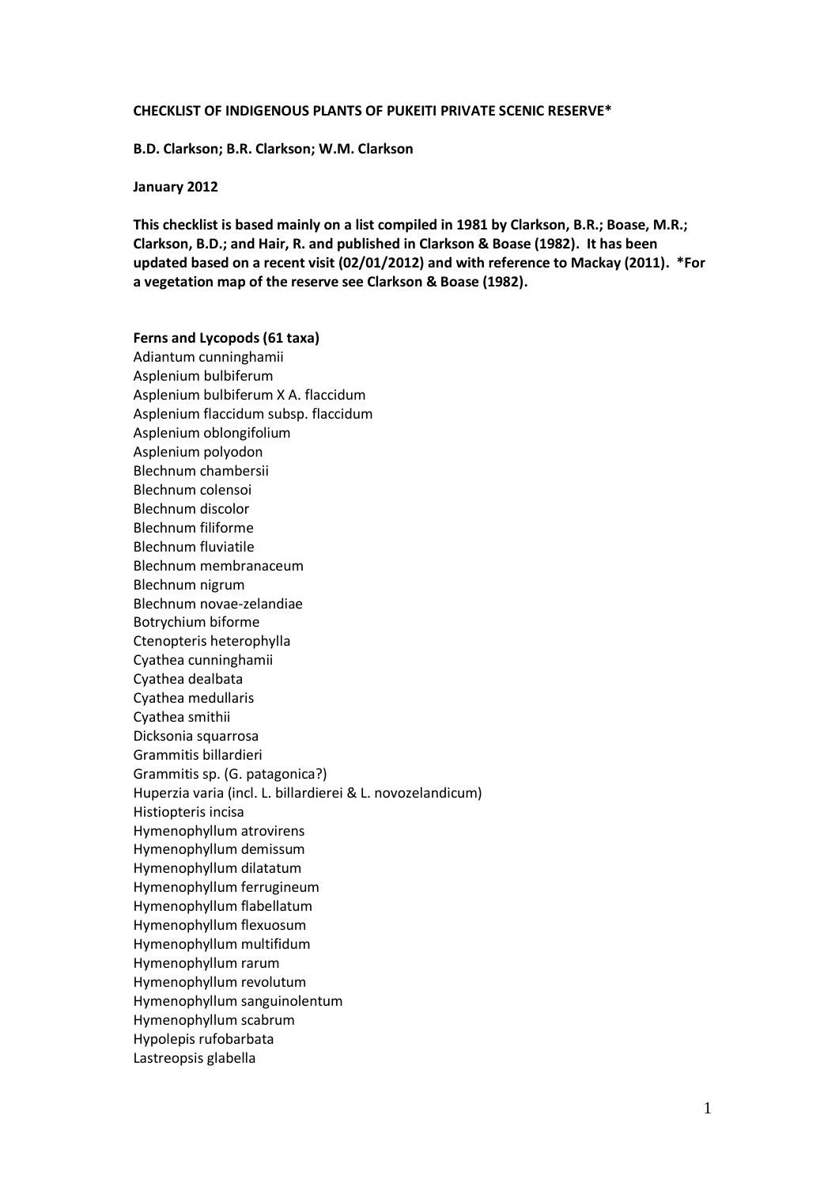**CHECKLIST OF INDIGENOUS PLANTS OF PUKEITI PRIVATE SCENIC RESERVE***

**B.D. Clarkson; B.R. Clarkson; W.M. Clarkson**

**January 2012**

**This checklist is based mainly on a list compiled in 1981 by Clarkson, B.R.; Boase, M.R.; Clarkson, B.D.; and Hair, R. and published in Clarkson & Boase (1982). It has been updated based on a recent visit (02/01/2012) and with reference to Mackay (2011). *For a vegetation map of the reserve see Clarkson & Boase (1982).**

**Ferns and Lycopods (61 taxa)**

Adiantum cunninghamii
Asplenium bulbiferum
Asplenium bulbiferum X A. flaccidum
Asplenium flaccidum subsp. flaccidum
Asplenium oblongifolium
Asplenium polyodon
Blechnum chambersii
Blechnum colensoi
Blechnum discolor
Blechnum filiforme
Blechnum fluviatile
Blechnum membranaceum
Blechnum nigrum
Blechnum novae-zelandiae
Botrychium biforme
Ctenopteris heterophylla
Cyathea cunninghamii
Cyathea dealbata
Cyathea medullaris
Cyathea smithii
Dicksonia squarrosa
Grammitis billardieri
Grammitis sp. (G. patagonica?)
Huperzia varia (incl. L. billardierei & L. novozelandicum)
Histiopteris incisa
Hymenophyllum atrovirens
Hymenophyllum demissum
Hymenophyllum dilatatum
Hymenophyllum ferrugineum
Hymenophyllum flabellatum
Hymenophyllum flexuosum
Hymenophyllum multifidum
Hymenophyllum rarum
Hymenophyllum revolutum
Hymenophyllum sanguinolentum
Hymenophyllum scabrum
Hypolepis rufobarbata
Lastreopsis glabella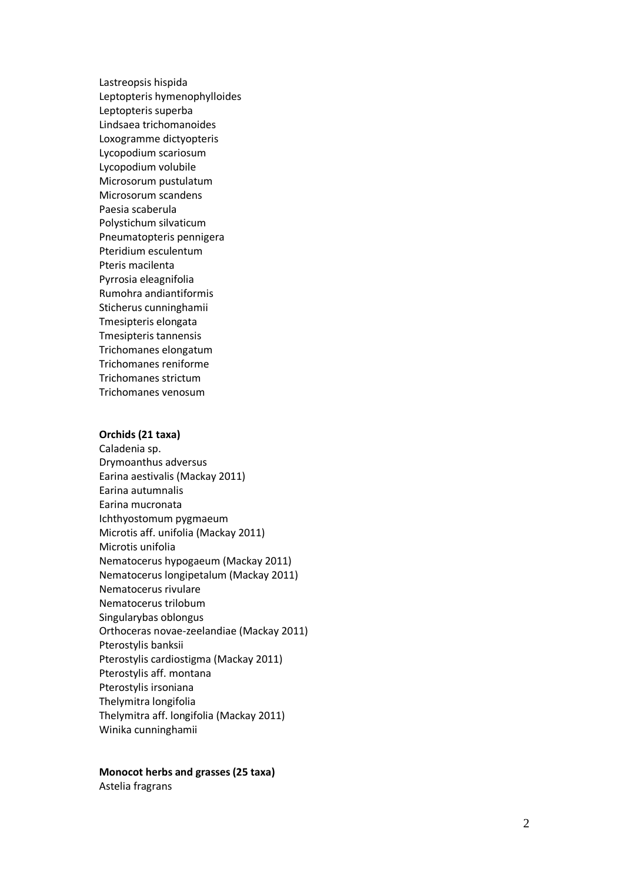Lastreopsis hispida
Leptopteris hymenophylloides
Leptopteris superba
Lindsaea trichomanoides
Loxogramme dictyopteris
Lycopodium scariosum
Lycopodium volubile
Microsorum pustulatum
Microsorum scandens
Paesia scaberula
Polystichum silvaticum
Pneumatopteris pennigera
Pteridium esculentum
Pteris macilenta
Pyrrosia eleagnifolia
Rumohra andiantiformis
Sticherus cunninghamii
Tmesipteris elongata
Tmesipteris tannensis
Trichomanes elongatum
Trichomanes reniforme
Trichomanes strictum
Trichomanes venosum

**Orchids (21 taxa)**

Caladenia sp.
Drymoanthus adversus
Earina aestivalis (Mackay 2011)
Earina autumnalis
Earina mucronata
Ichthyostomum pygmaeum
Microtis aff. unifolia (Mackay 2011)
Microtis unifolia
Nematocerus hypogaeum (Mackay 2011)
Nematocerus longipetalum (Mackay 2011)
Nematocerus rivulare
Nematocerus trilobum
Singularybas oblongus
Orthoceras novae-zeelandiae (Mackay 2011)
Pterostylis banksii
Pterostylis cardiostigma (Mackay 2011)
Pterostylis aff. montana
Pterostylis irsoniana
Thelymitra longifolia
Thelymitra aff. longifolia (Mackay 2011)
Winika cunninghamii

**Monocot herbs and grasses (25 taxa)**

Astelia fragrans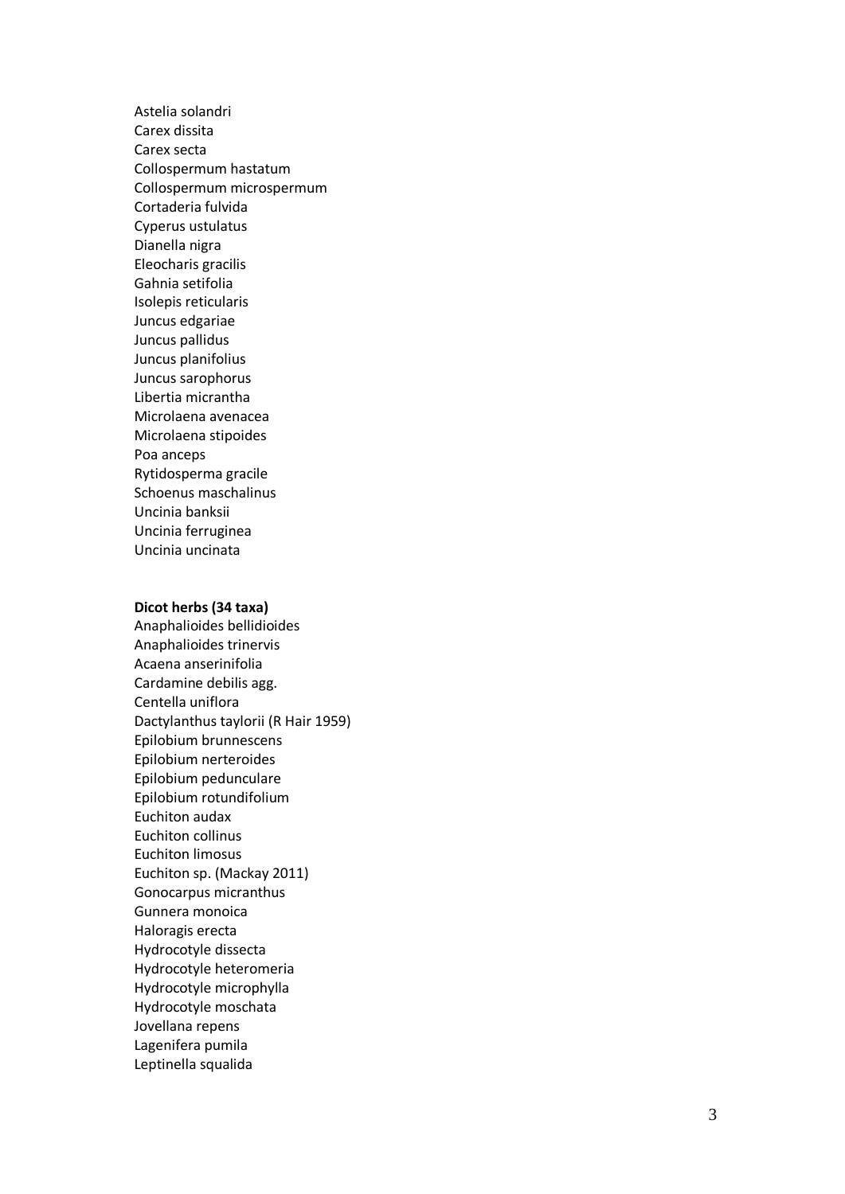Astelia solandri
Carex dissita
Carex secta
Collospermum hastatum
Collospermum microspermum
Cortaderia fulvida
Cyperus ustulatus
Dianella nigra
Eleocharis gracilis
Gahnia setifolia
Isolepis reticularis
Juncus edgariae
Juncus pallidus
Juncus planifolius
Juncus sarophorus
Libertia micrantha
Microlaena avenacea
Microlaena stipoides
Poa anceps
Rytidosperma gracile
Schoenus maschalinus
Uncinia banksii
Uncinia ferruginea
Uncinia uncinata

**Dicot herbs (34 taxa)**

Anaphalioides bellidioides
Anaphalioides trinervis
Acaena anserinifolia
Cardamine debilis agg.
Centella uniflora
Dactylanthus taylorii (R Hair 1959)
Epilobium brunnescens
Epilobium nerteroides
Epilobium pedunculare
Epilobium rotundifolium
Euchiton audax
Euchiton collinus
Euchiton limosus
Euchiton sp. (Mackay 2011)
Gonocarpus micranthus
Gunnera monoica
Haloragis erecta
Hydrocotyle dissecta
Hydrocotyle heteromeria
Hydrocotyle microphylla
Hydrocotyle moschata
Jovellana repens
Lagenifera pumila
Leptinella squalida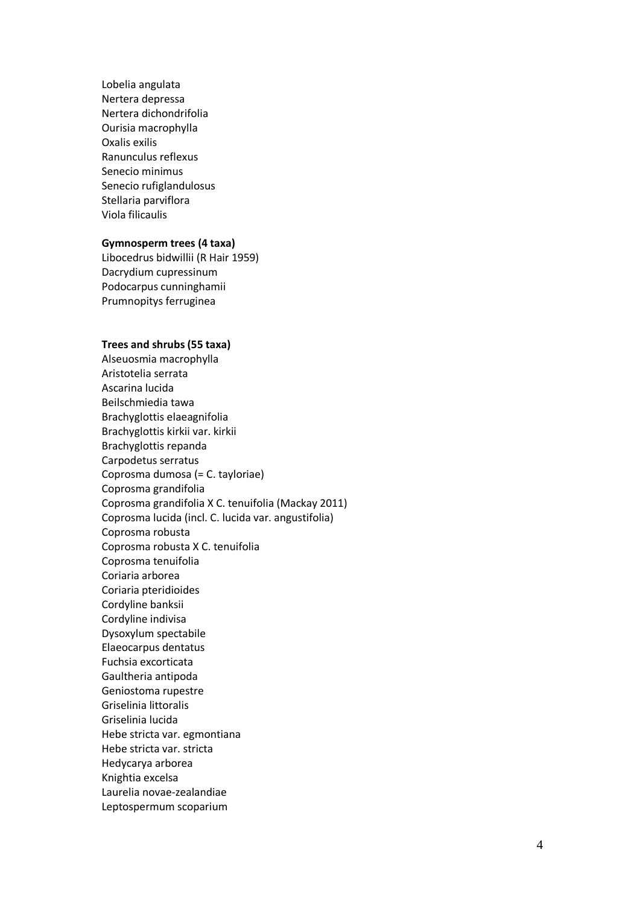Lobelia angulata
Nertera depressa
Nertera dichondrifolia
Ourisia macrophylla
Oxalis exilis
Ranunculus reflexus
Senecio minimus
Senecio rufiglandulosus
Stellaria parviflora
Viola filicaulis

**Gymnosperm trees (4 taxa)**

Libocedrus bidwillii (R Hair 1959)
Dacrydium cupressinum
Podocarpus cunninghamii
Prumnopitys ferruginea

**Trees and shrubs (55 taxa)**

Alseuosmia macrophylla
Aristotelia serrata
Ascarina lucida
Beilschmiedia tawa
Brachyglottis elaeagnifolia
Brachyglottis kirkii var. kirkii
Brachyglottis repanda
Carpodetus serratus
Coprosma dumosa (= C. tayloriae)
Coprosma grandifolia
Coprosma grandifolia X C. tenuifolia (Mackay 2011)
Coprosma lucida (incl. C. lucida var. angustifolia)
Coprosma robusta
Coprosma robusta X C. tenuifolia
Coprosma tenuifolia
Coriaria arborea
Coriaria pteridioides
Cordyline banksii
Cordyline indivisa
Dysoxylum spectabile
Elaeocarpus dentatus
Fuchsia excorticata
Gaultheria antipoda
Geniostoma rupestre
Griselinia littoralis
Griselinia lucida
Hebe stricta var. egmontiana
Hebe stricta var. stricta
Hedycarya arborea
Knightia excelsa
Laurelia novae-zealandiae
Leptospermum scoparium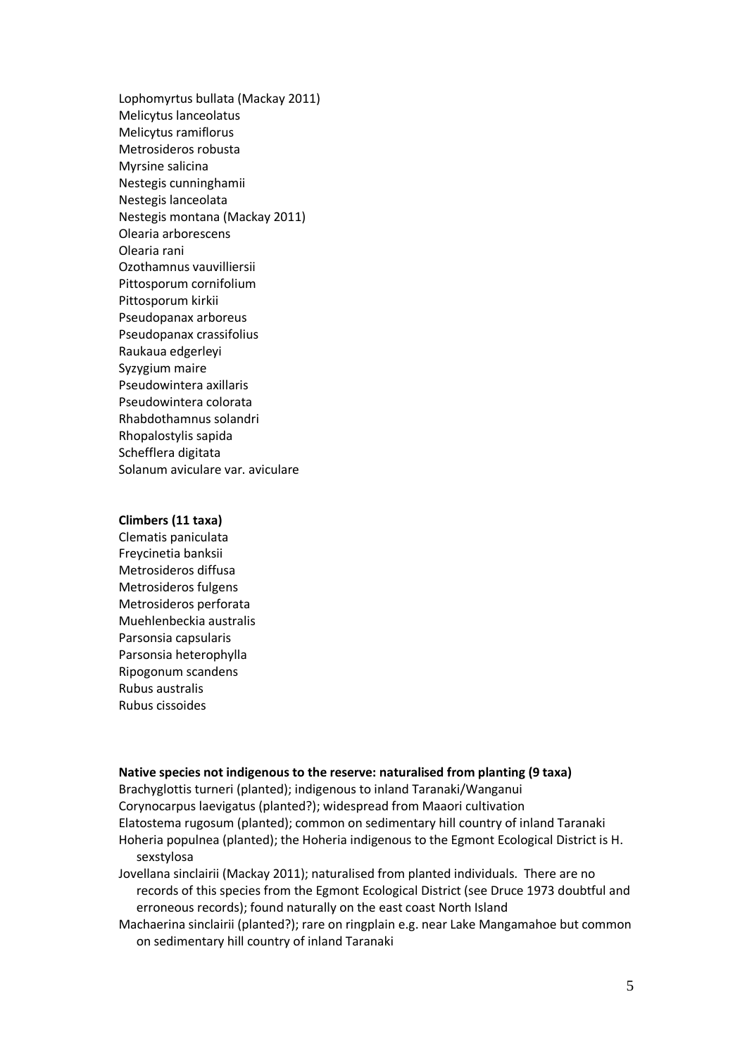Lophomyrtus bullata (Mackay 2011)
Melicytus lanceolatus
Melicytus ramiflorus
Metrosideros robusta
Myrsine salicina
Nestegis cunninghamii
Nestegis lanceolata
Nestegis montana (Mackay 2011)
Olearia arborescens
Olearia rani
Ozothamnus vauvilliersii
Pittosporum cornifolium
Pittosporum kirkii
Pseudopanax arboreus
Pseudopanax crassifolius
Raukaua edgerleyi
Syzygium maire
Pseudowintera axillaris
Pseudowintera colorata
Rhabdothamnus solandri
Rhopalostylis sapida
Schefflera digitata
Solanum aviculare var. aviculare

**Climbers (11 taxa)**

Clematis paniculata
Freycinetia banksii
Metrosideros diffusa
Metrosideros fulgens
Metrosideros perforata
Muehlenbeckia australis
Parsonsia capsularis
Parsonsia heterophylla
Ripogonum scandens
Rubus australis
Rubus cissoides

**Native species not indigenous to the reserve: naturalised from planting (9 taxa)**

Brachyglottis turneri (planted); indigenous to inland Taranaki/Wanganui
Corynocarpus laevigatus (planted?); widespread from Maaori cultivation
Elatostema rugosum (planted); common on sedimentary hill country of inland Taranaki
Hoheria populnea (planted); the Hoheria indigenous to the Egmont Ecological District is H. sexstylosa
Jovellana sinclairii (Mackay 2011); naturalised from planted individuals. There are no records of this species from the Egmont Ecological District (see Druce 1973 doubtful and erroneous records); found naturally on the east coast North Island
Machaerina sinclairii (planted?); rare on ringplain e.g. near Lake Mangamahoe but common on sedimentary hill country of inland Taranaki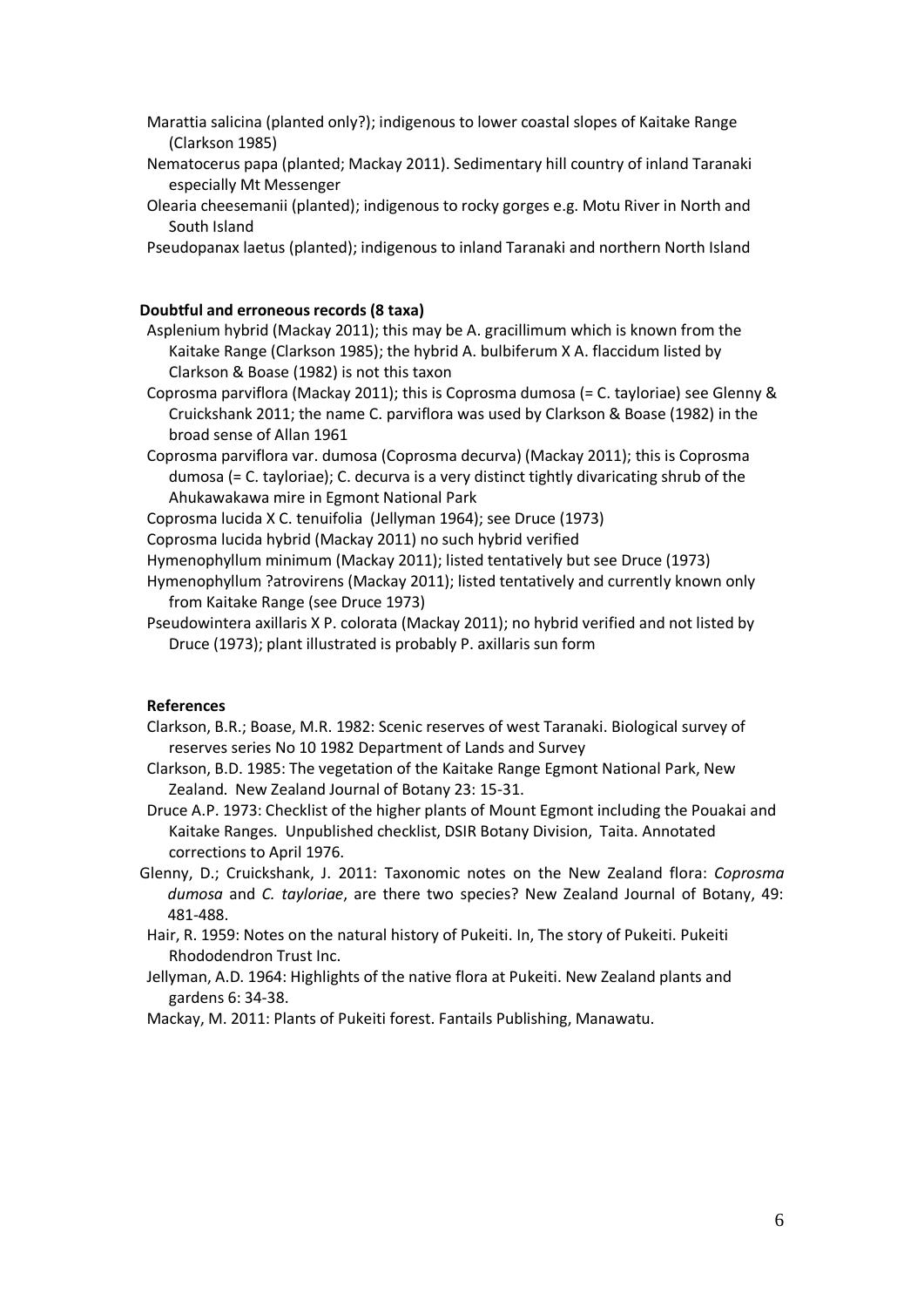Marattia salicina (planted only?); indigenous to lower coastal slopes of Kaitake Range (Clarkson 1985)

Nematocerus papa (planted; Mackay 2011). Sedimentary hill country of inland Taranaki especially Mt Messenger

Olearia cheesemanii (planted); indigenous to rocky gorges e.g. Motu River in North and South Island

Pseudopanax laetus (planted); indigenous to inland Taranaki and northern North Island

**Doubtful and erroneous records (8 taxa)**

Asplenium hybrid (Mackay 2011); this may be A. gracillimum which is known from the Kaitake Range (Clarkson 1985); the hybrid A. bulbiferum X A. flaccidum listed by Clarkson & Boase (1982) is not this taxon

Coprosma parviflora (Mackay 2011); this is Coprosma dumosa (= C. tayloriae) see Glenny & Cruickshank 2011; the name C. parviflora was used by Clarkson & Boase (1982) in the broad sense of Allan 1961

Coprosma parviflora var. dumosa (Coprosma decurva) (Mackay 2011); this is Coprosma dumosa (= C. tayloriae); C. decurva is a very distinct tightly divaricating shrub of the Ahukawakawa mire in Egmont National Park

Coprosma lucida X C. tenuifolia (Jellyman 1964); see Druce (1973)

Coprosma lucida hybrid (Mackay 2011) no such hybrid verified

Hymenophyllum minimum (Mackay 2011); listed tentatively but see Druce (1973)

Hymenophyllum ?atrovirens (Mackay 2011); listed tentatively and currently known only from Kaitake Range (see Druce 1973)

Pseudowintera axillaris X P. colorata (Mackay 2011); no hybrid verified and not listed by Druce (1973); plant illustrated is probably P. axillaris sun form

**References**

Clarkson, B.R.; Boase, M.R. 1982: Scenic reserves of west Taranaki. Biological survey of reserves series No 10 1982 Department of Lands and Survey

Clarkson, B.D. 1985: The vegetation of the Kaitake Range Egmont National Park, New Zealand. New Zealand Journal of Botany 23: 15-31.

Druce A.P. 1973: Checklist of the higher plants of Mount Egmont including the Pouakai and Kaitake Ranges. Unpublished checklist, DSIR Botany Division, Taita. Annotated corrections to April 1976.

Glenny, D.; Cruickshank, J. 2011: Taxonomic notes on the New Zealand flora: *Coprosma dumosa* and *C. tayloriae*, are there two species? New Zealand Journal of Botany, 49: 481-488.

Hair, R. 1959: Notes on the natural history of Pukeiti. In, The story of Pukeiti. Pukeiti Rhododendron Trust Inc.

Jellyman, A.D. 1964: Highlights of the native flora at Pukeiti. New Zealand plants and gardens 6: 34-38.

Mackay, M. 2011: Plants of Pukeiti forest. Fantails Publishing, Manawatu.